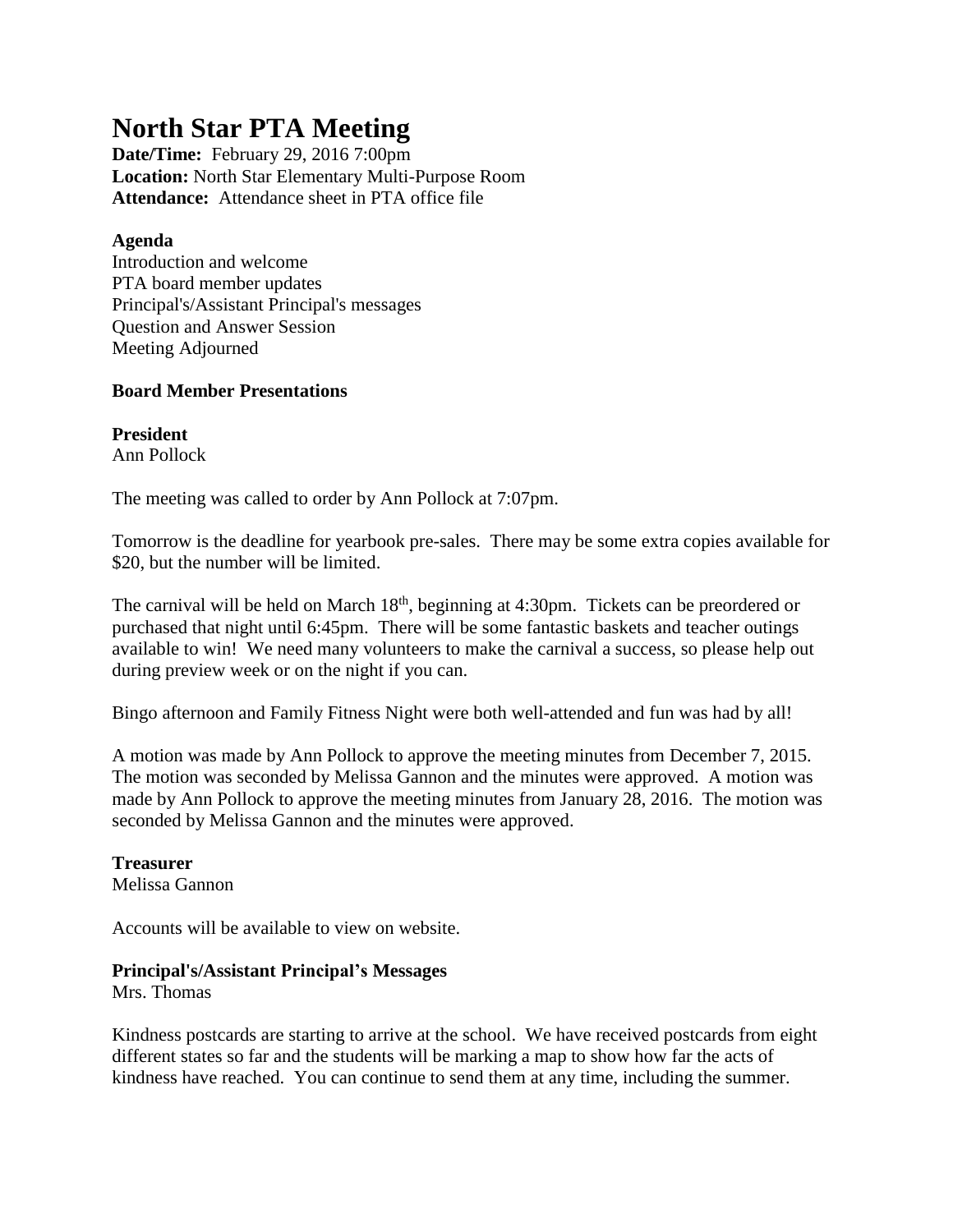# North Star PTA Meeting

**Date/Time:** February 29, 2016 7:00pm
**Location:** North Star Elementary Multi-Purpose Room
**Attendance:** Attendance sheet in PTA office file

**Agenda**
Introduction and welcome
PTA board member updates
Principal's/Assistant Principal's messages
Question and Answer Session
Meeting Adjourned

**Board Member Presentations**

**President**
Ann Pollock

The meeting was called to order by Ann Pollock at 7:07pm.

Tomorrow is the deadline for yearbook pre-sales. There may be some extra copies available for $20, but the number will be limited.

The carnival will be held on March 18th, beginning at 4:30pm. Tickets can be preordered or purchased that night until 6:45pm. There will be some fantastic baskets and teacher outings available to win! We need many volunteers to make the carnival a success, so please help out during preview week or on the night if you can.

Bingo afternoon and Family Fitness Night were both well-attended and fun was had by all!

A motion was made by Ann Pollock to approve the meeting minutes from December 7, 2015. The motion was seconded by Melissa Gannon and the minutes were approved. A motion was made by Ann Pollock to approve the meeting minutes from January 28, 2016. The motion was seconded by Melissa Gannon and the minutes were approved.

**Treasurer**
Melissa Gannon

Accounts will be available to view on website.

**Principal's/Assistant Principal's Messages**
Mrs. Thomas

Kindness postcards are starting to arrive at the school. We have received postcards from eight different states so far and the students will be marking a map to show how far the acts of kindness have reached. You can continue to send them at any time, including the summer.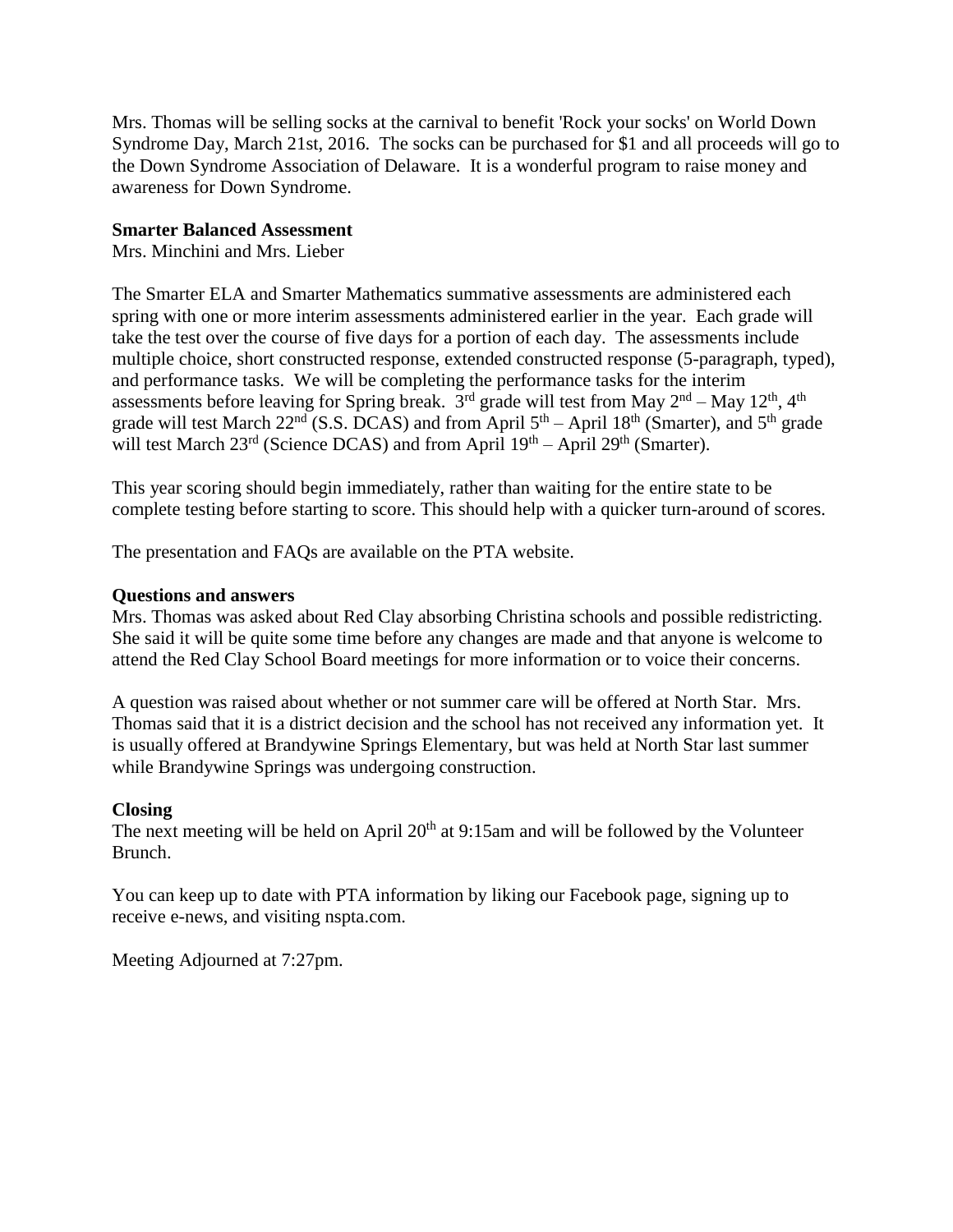Mrs. Thomas will be selling socks at the carnival to benefit 'Rock your socks' on World Down Syndrome Day, March 21st, 2016. The socks can be purchased for $1 and all proceeds will go to the Down Syndrome Association of Delaware. It is a wonderful program to raise money and awareness for Down Syndrome.

**Smarter Balanced Assessment**
Mrs. Minchini and Mrs. Lieber

The Smarter ELA and Smarter Mathematics summative assessments are administered each spring with one or more interim assessments administered earlier in the year. Each grade will take the test over the course of five days for a portion of each day. The assessments include multiple choice, short constructed response, extended constructed response (5-paragraph, typed), and performance tasks. We will be completing the performance tasks for the interim assessments before leaving for Spring break. 3rd grade will test from May 2nd – May 12th, 4th grade will test March 22nd (S.S. DCAS) and from April 5th – April 18th (Smarter), and 5th grade will test March 23rd (Science DCAS) and from April 19th – April 29th (Smarter).

This year scoring should begin immediately, rather than waiting for the entire state to be complete testing before starting to score. This should help with a quicker turn-around of scores.

The presentation and FAQs are available on the PTA website.

**Questions and answers**
Mrs. Thomas was asked about Red Clay absorbing Christina schools and possible redistricting. She said it will be quite some time before any changes are made and that anyone is welcome to attend the Red Clay School Board meetings for more information or to voice their concerns.

A question was raised about whether or not summer care will be offered at North Star. Mrs. Thomas said that it is a district decision and the school has not received any information yet. It is usually offered at Brandywine Springs Elementary, but was held at North Star last summer while Brandywine Springs was undergoing construction.

**Closing**
The next meeting will be held on April 20th at 9:15am and will be followed by the Volunteer Brunch.

You can keep up to date with PTA information by liking our Facebook page, signing up to receive e-news, and visiting nspta.com.

Meeting Adjourned at 7:27pm.